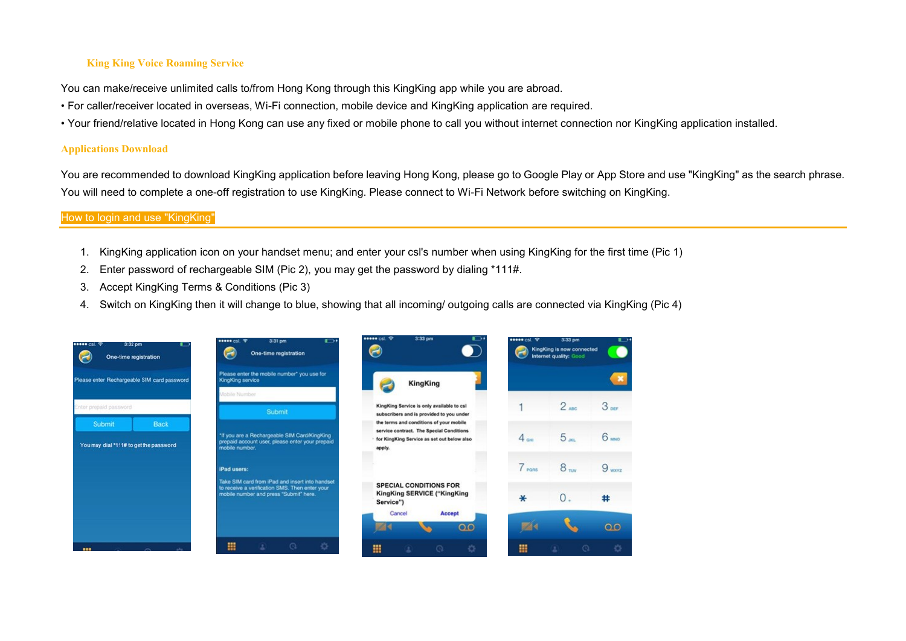## King King Voice Roaming Service

You can make/receive unlimited calls to/from Hong Kong through this KingKing app while you are abroad.

- For caller/receiver located in overseas, Wi-Fi connection, mobile device and KingKing application are required.
- Your friend/relative located in Hong Kong can use any fixed or mobile phone to call you without internet connection nor KingKing application installed.

## Applications Download

You are recommended to download KingKing application before leaving Hong Kong, please go to Google Play or App Store and use "KingKing" as the search phrase. You will need to complete a one-off registration to use KingKing. Please connect to Wi-Fi Network before switching on KingKing.

## How to login and use "KingKing"

1. KingKing application icon on your handset menu; and enter your csl's number when using KingKing for the first time (Pic 1)
2. Enter password of rechargeable SIM (Pic 2), you may get the password by dialing *111#.
3. Accept KingKing Terms & Conditions (Pic 3)
4. Switch on KingKing then it will change to blue, showing that all incoming/ outgoing calls are connected via KingKing (Pic 4)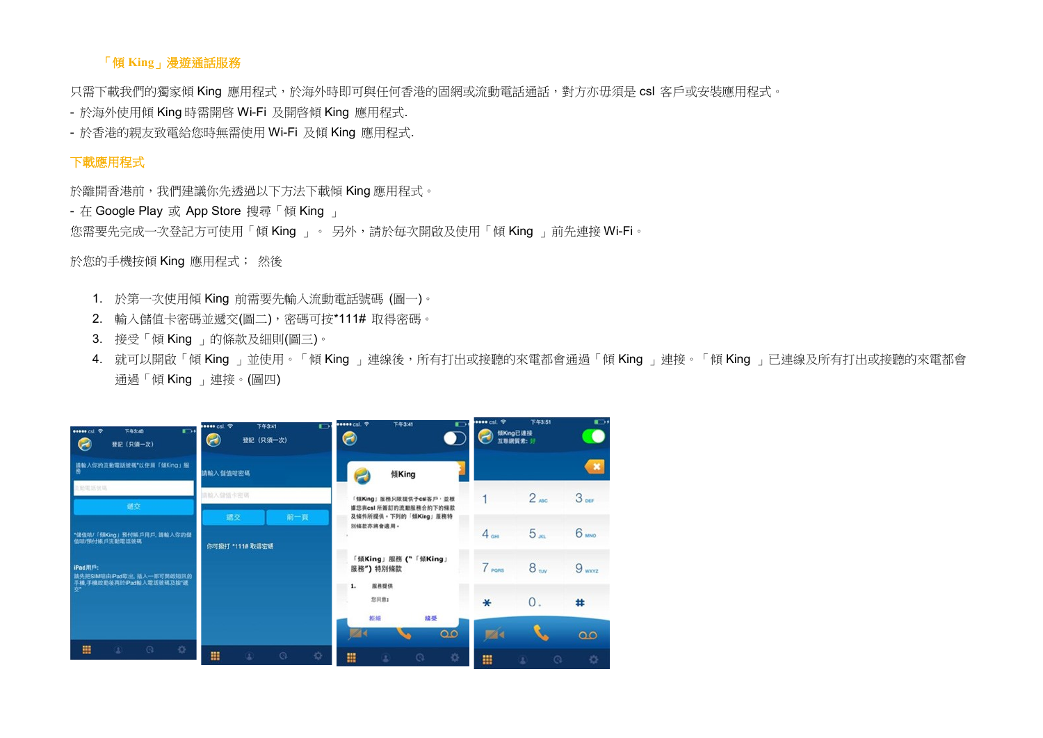## 「傾 King」漫遊通話服務

只需下載我們的獨家傾 King 應用程式，於海外時即可與任何香港的固網或流動電話通話，對方亦毋須是 csl 客戶或安裝應用程式。

- 於海外使用傾 King 時需開啓 Wi-Fi 及開啓傾 King 應用程式.
- 於香港的親友致電給您時無需使用 Wi-Fi 及傾 King 應用程式.

### 下載應用程式

於離開香港前，我們建議你先透過以下方法下載傾 King 應用程式。

- 在 Google Play 或 App Store 搜尋「傾 King 」

您需要先完成一次登記方可使用「傾 King 」。 另外，請於每次開啟及使用「傾 King 」前先連接 Wi-Fi。

於您的手機按傾 King 應用程式； 然後

1. 於第一次使用傾 King 前需要先輸入流動電話號碼 (圖一)。
2. 輸入儲值卡密碼並遞交(圖二)，密碼可按*111# 取得密碼。
3. 接受「傾 King 」的條款及細則(圖三)。
4. 就可以開啟「傾 King 」並使用。「傾 King 」連線後，所有打出或接聽的來電都會通過「傾 King 」連接。「傾 King 」已連線及所有打出或接聽的來電都會通過「傾 King 」連接。(圖四)